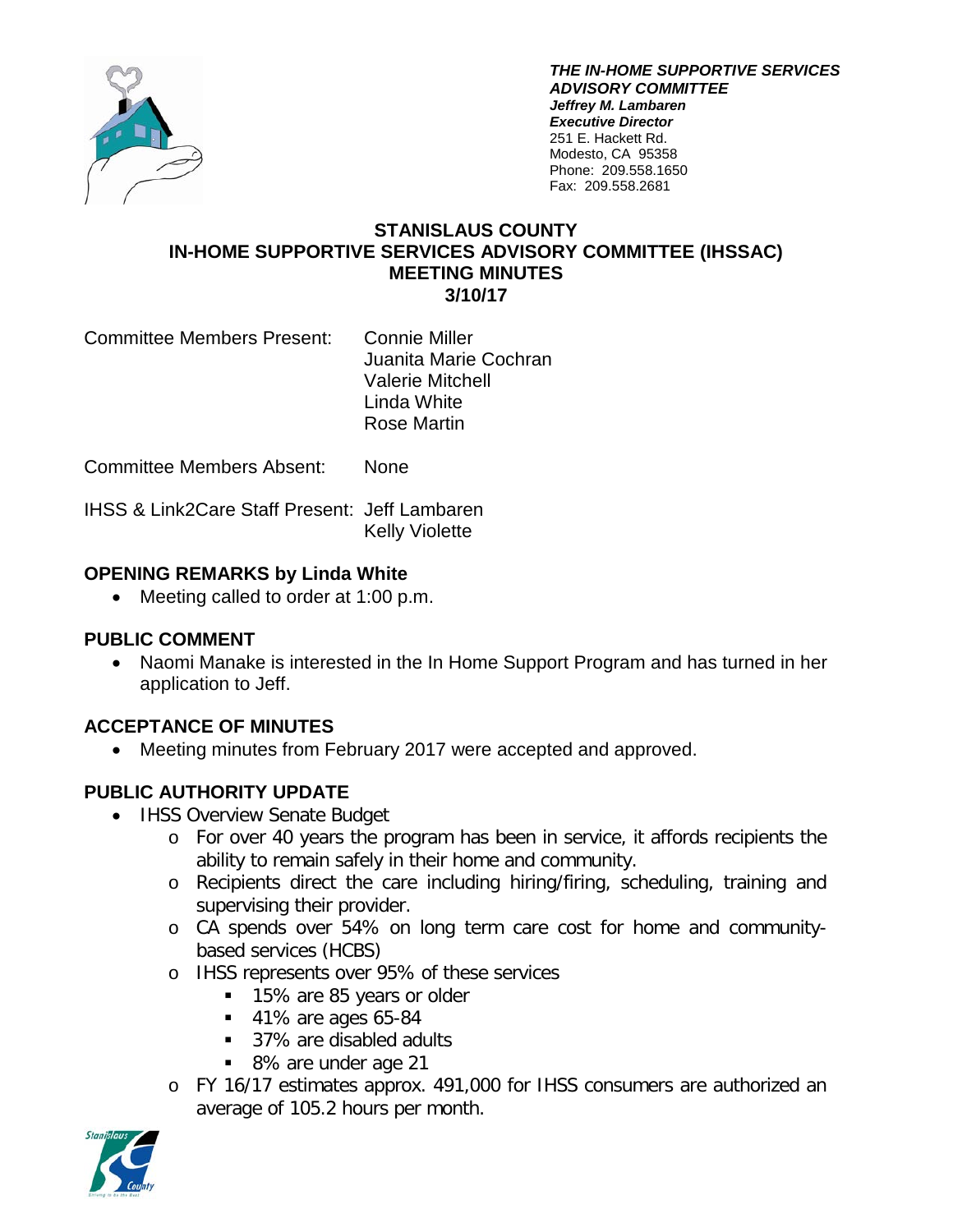***THE IN-HOME SUPPORTIVE SERVICES ADVISORY COMMITTEE***
***Jeffrey M. Lambaren***
***Executive Director***
251 E. Hackett Rd.
Modesto, CA 95358
Phone: 209.558.1650
Fax: 209.558.2681

# STANISLAUS COUNTY
# IN-HOME SUPPORTIVE SERVICES ADVISORY COMMITTEE (IHSSAC)
# MEETING MINUTES
# 3/10/17

Committee Members Present: Connie Miller
Juanita Marie Cochran
Valerie Mitchell
Linda White
Rose Martin

Committee Members Absent: None

IHSS & Link2Care Staff Present: Jeff Lambaren
Kelly Violette

## OPENING REMARKS by Linda White

- Meeting called to order at 1:00 p.m.

## PUBLIC COMMENT

- Naomi Manake is interested in the In Home Support Program and has turned in her application to Jeff.

## ACCEPTANCE OF MINUTES

- Meeting minutes from February 2017 were accepted and approved.

## PUBLIC AUTHORITY UPDATE

- IHSS Overview Senate Budget
  - For over 40 years the program has been in service, it affords recipients the ability to remain safely in their home and community.
  - Recipients direct the care including hiring/firing, scheduling, training and supervising their provider.
  - CA spends over 54% on long term care cost for home and community-based services (HCBS)
  - IHSS represents over 95% of these services
    - 15% are 85 years or older
    - 41% are ages 65-84
    - 37% are disabled adults
    - 8% are under age 21
  - FY 16/17 estimates approx. 491,000 for IHSS consumers are authorized an average of 105.2 hours per month.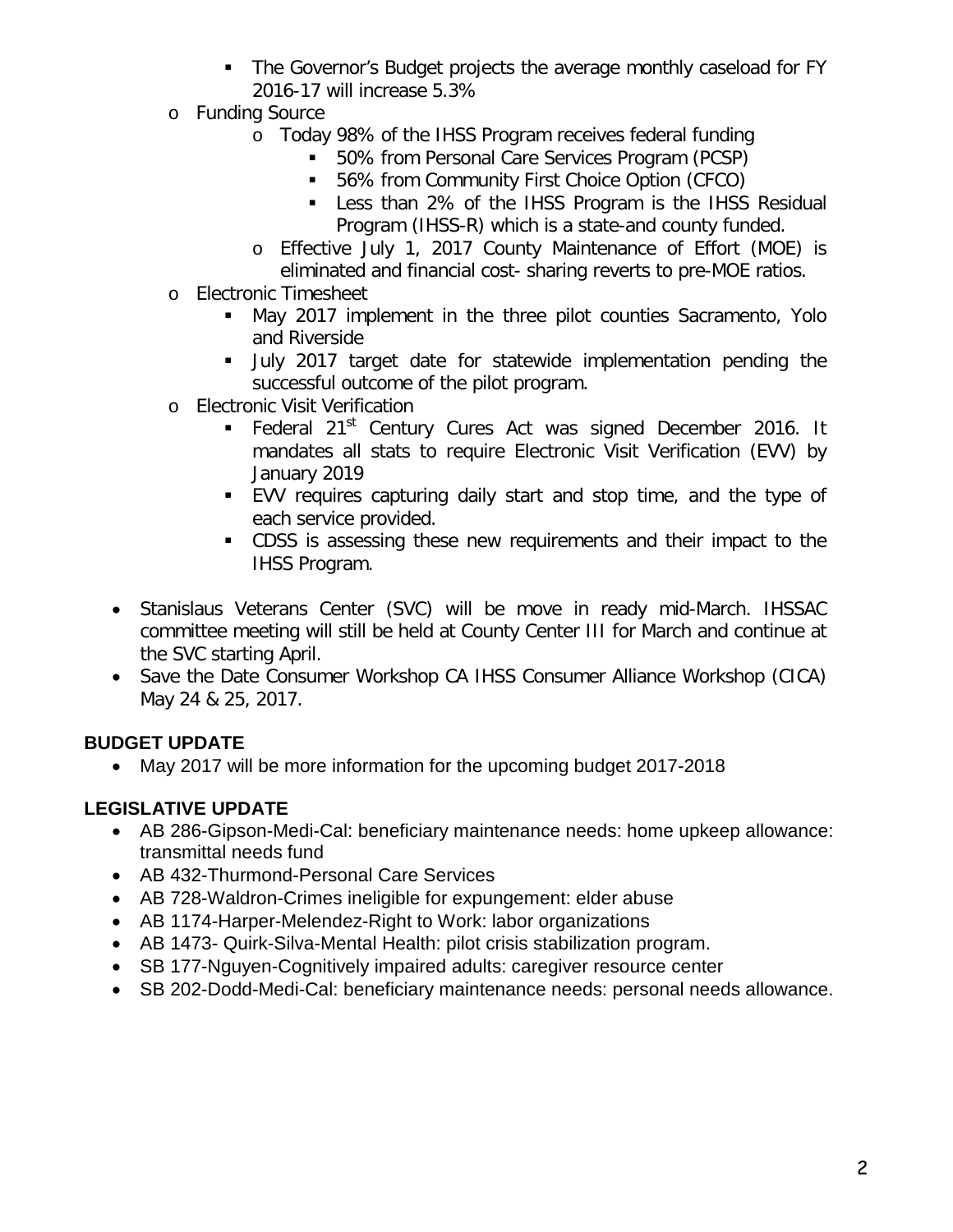- The Governor's Budget projects the average monthly caseload for FY 2016-17 will increase 5.3%
    - Funding Source
        - Today 98% of the IHSS Program receives federal funding
            - 50% from Personal Care Services Program (PCSP)
            - 56% from Community First Choice Option (CFCO)
            - Less than 2% of the IHSS Program is the IHSS Residual Program (IHSS-R) which is a state-and county funded.
        - Effective July 1, 2017 County Maintenance of Effort (MOE) is eliminated and financial cost- sharing reverts to pre-MOE ratios.
    - Electronic Timesheet
        - May 2017 implement in the three pilot counties Sacramento, Yolo and Riverside
        - July 2017 target date for statewide implementation pending the successful outcome of the pilot program.
    - Electronic Visit Verification
        - Federal 21st Century Cures Act was signed December 2016. It mandates all stats to require Electronic Visit Verification (EVV) by January 2019
        - EVV requires capturing daily start and stop time, and the type of each service provided.
        - CDSS is assessing these new requirements and their impact to the IHSS Program.

- Stanislaus Veterans Center (SVC) will be move in ready mid-March. IHSSAC committee meeting will still be held at County Center III for March and continue at the SVC starting April.
- Save the Date Consumer Workshop CA IHSS Consumer Alliance Workshop (CICA) May 24 & 25, 2017.

**BUDGET UPDATE**

- May 2017 will be more information for the upcoming budget 2017-2018

**LEGISLATIVE UPDATE**

- AB 286-Gipson-Medi-Cal: beneficiary maintenance needs: home upkeep allowance: transmittal needs fund
- AB 432-Thurmond-Personal Care Services
- AB 728-Waldron-Crimes ineligible for expungement: elder abuse
- AB 1174-Harper-Melendez-Right to Work: labor organizations
- AB 1473- Quirk-Silva-Mental Health: pilot crisis stabilization program.
- SB 177-Nguyen-Cognitively impaired adults: caregiver resource center
- SB 202-Dodd-Medi-Cal: beneficiary maintenance needs: personal needs allowance.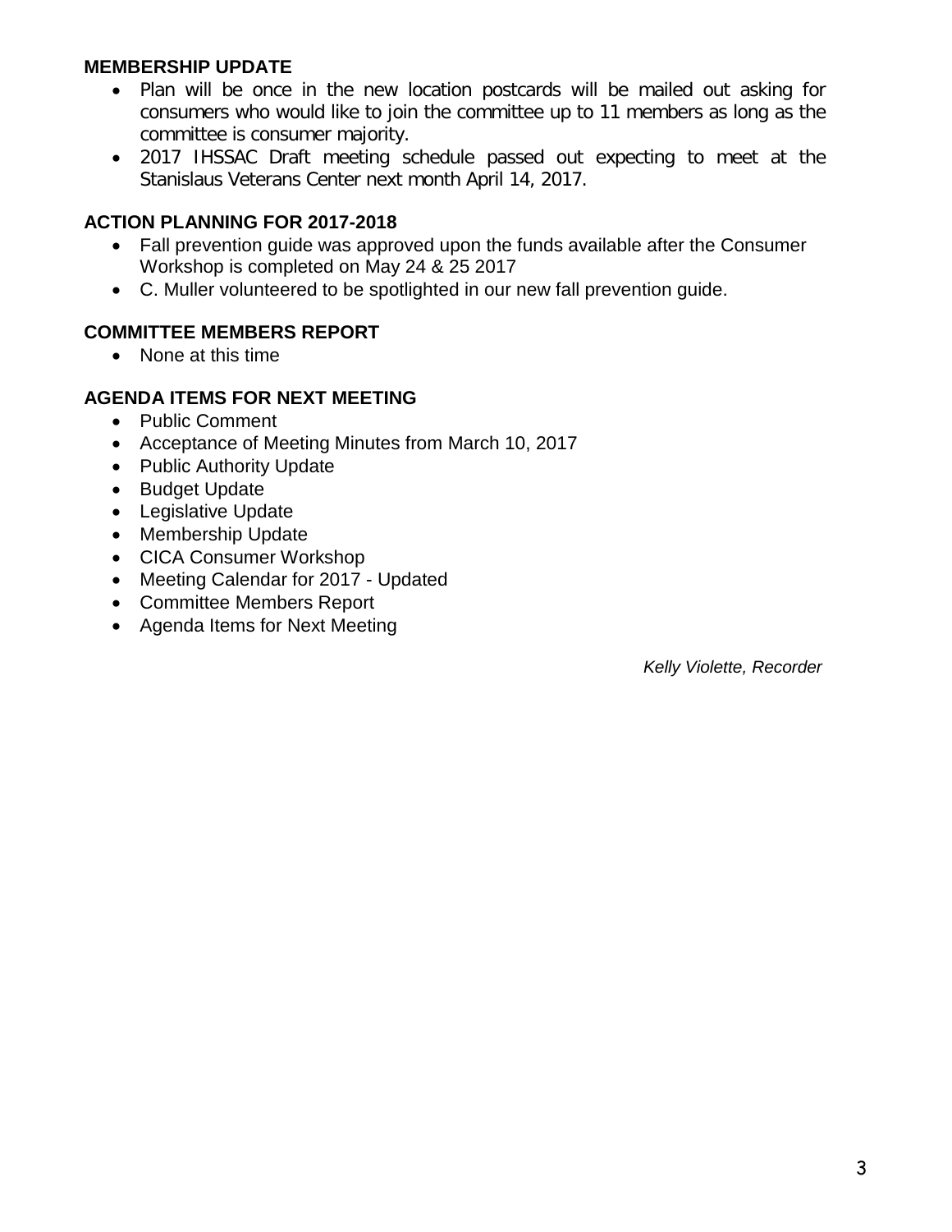### MEMBERSHIP UPDATE

- Plan will be once in the new location postcards will be mailed out asking for consumers who would like to join the committee up to 11 members as long as the committee is consumer majority.
- 2017 IHSSAC Draft meeting schedule passed out expecting to meet at the Stanislaus Veterans Center next month April 14, 2017.

### ACTION PLANNING FOR 2017-2018

- Fall prevention guide was approved upon the funds available after the Consumer Workshop is completed on May 24 & 25 2017
- C. Muller volunteered to be spotlighted in our new fall prevention guide.

### COMMITTEE MEMBERS REPORT

- None at this time

### AGENDA ITEMS FOR NEXT MEETING

- Public Comment
- Acceptance of Meeting Minutes from March 10, 2017
- Public Authority Update
- Budget Update
- Legislative Update
- Membership Update
- CICA Consumer Workshop
- Meeting Calendar for 2017 - Updated
- Committee Members Report
- Agenda Items for Next Meeting

*Kelly Violette, Recorder*